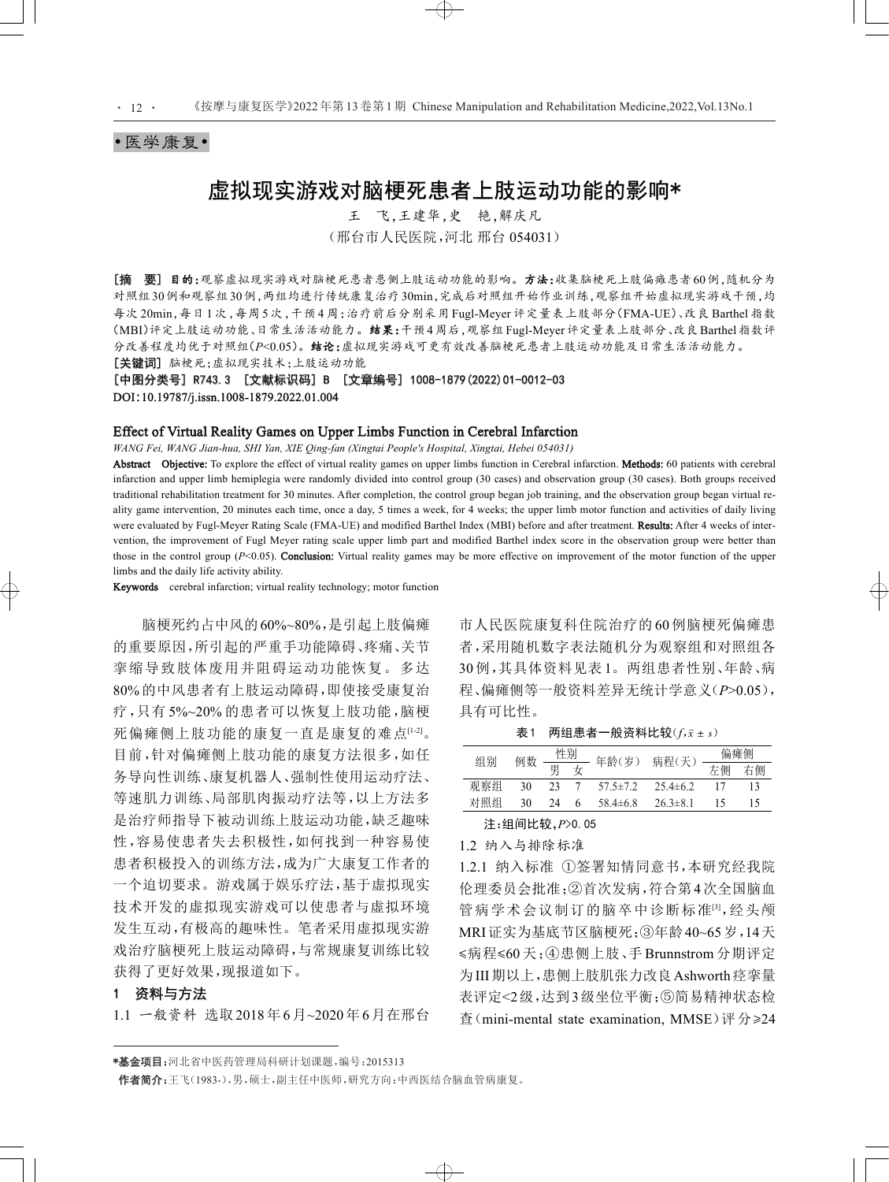•医学康复•

# 虚拟现实游戏对脑梗死患者上肢运动功能的影响*

王　飞,王建华,史　艳,解庆凡

（邢台市人民医院,河北 邢台 054031）

**［摘　要］** **目的:**观察虚拟现实游戏对脑梗死患者患侧上肢运动功能的影响。**方法:**收集脑梗死上肢偏瘫患者60例,随机分为对照组30例和观察组30例,两组均进行传统康复治疗30min,完成后对照组开始作业训练,观察组开始虚拟现实游戏干预,均每次20min,每日1次,每周5次,干预4周;治疗前后分别采用Fugl-Meyer评定量表上肢部分(FMA-UE)、改良Barthel指数(MBI)评定上肢运动功能、日常生活活动能力。**结果:**干预4周后,观察组Fugl-Meyer评定量表上肢部分、改良Barthel指数评分改善程度均优于对照组($P<0.05$)。**结论:**虚拟现实游戏可更有效改善脑梗死患者上肢运动功能及日常生活活动能力。

**［关键词］** 脑梗死;虚拟现实技术;上肢运动功能

**［中图分类号］** R743.3　**［文献标识码］** B　**［文章编号］** 1008-1879(2022)01-0012-03

DOI:10.19787/j.issn.1008-1879.2022.01.004

## Effect of Virtual Reality Games on Upper Limbs Function in Cerebral Infarction

*WANG Fei, WANG Jian-hua, SHI Yan, XIE Qing-fan (Xingtai People's Hospital, Xingtai, Hebei 054031)*

**Abstract** **Objective:** To explore the effect of virtual reality games on upper limbs function in Cerebral infarction. **Methods:** 60 patients with cerebral infarction and upper limb hemiplegia were randomly divided into control group (30 cases) and observation group (30 cases). Both groups received traditional rehabilitation treatment for 30 minutes. After completion, the control group began job training, and the observation group began virtual reality game intervention, 20 minutes each time, once a day, 5 times a week, for 4 weeks; the upper limb motor function and activities of daily living were evaluated by Fugl-Meyer Rating Scale (FMA-UE) and modified Barthel Index (MBI) before and after treatment. **Results:** After 4 weeks of intervention, the improvement of Fugl Meyer rating scale upper limb part and modified Barthel index score in the observation group were better than those in the control group ($P<0.05$). **Conclusion:** Virtual reality games may be more effective on improvement of the motor function of the upper limbs and the daily life activity ability.

**Keywords** cerebral infarction; virtual reality technology; motor function

脑梗死约占中风的60%~80%,是引起上肢偏瘫的重要原因,所引起的严重手功能障碍、疼痛、关节挛缩导致肢体废用并阻碍运动功能恢复。多达80%的中风患者有上肢运动障碍,即使接受康复治疗,只有5%~20%的患者可以恢复上肢功能,脑梗死偏瘫侧上肢功能的康复一直是康复的难点[1-2]。目前,针对偏瘫侧上肢功能的康复方法很多,如任务导向性训练、康复机器人、强制性使用运动疗法、等速肌力训练、局部肌肉振动疗法等,以上方法多是治疗师指导下被动训练上肢运动功能,缺乏趣味性,容易使患者失去积极性,如何找到一种容易使患者积极投入的训练方法,成为广大康复工作者的一个迫切要求。游戏属于娱乐疗法,基于虚拟现实技术开发的虚拟现实游戏可以使患者与虚拟环境发生互动,有极高的趣味性。笔者采用虚拟现实游戏治疗脑梗死上肢运动障碍,与常规康复训练比较获得了更好效果,现报道如下。

## 1　资料与方法

1.1　一般资料　选取2018年6月~2020年6月在邢台市人民医院康复科住院治疗的60例脑梗死偏瘫患者,采用随机数字表法随机分为观察组和对照组各30例,其具体资料见表1。两组患者性别、年龄、病程、偏瘫侧等一般资料差异无统计学意义($P>0.05$),具有可比性。

表1　两组患者一般资料比较($f, \bar{x} \pm s$)

| 组别 | 例数 | 性别 | | 年龄(岁) | 病程(天) | 偏瘫侧 | |
|---|---|---|---|---|---|---|---|
| | | 男 | 女 | | | 左侧 | 右侧 |
| 观察组 | 30 | 23 | 7 | 57.5±7.2 | 25.4±6.2 | 17 | 13 |
| 对照组 | 30 | 24 | 6 | 58.4±6.8 | 26.3±8.1 | 15 | 15 |

注:组间比较,$P>0.05$

1.2　纳入与排除标准

1.2.1　纳入标准　①签署知情同意书,本研究经我院伦理委员会批准;②首次发病,符合第4次全国脑血管病学术会议制订的脑卒中诊断标准[3],经头颅MRI证实为基底节区脑梗死;③年龄40~65岁,14天≤病程≤60天;④患侧上肢、手Brunnstrom分期评定为III期以上,患侧上肢肌张力改良Ashworth痉挛量表评定<2级,达到3级坐位平衡;⑤简易精神状态检查(mini-mental state examination, MMSE)评分≥24

*基金项目:河北省中医药管理局科研计划课题,编号:2015313

作者简介:王飞(1983-),男,硕士,副主任中医师,研究方向:中西医结合脑血管病康复。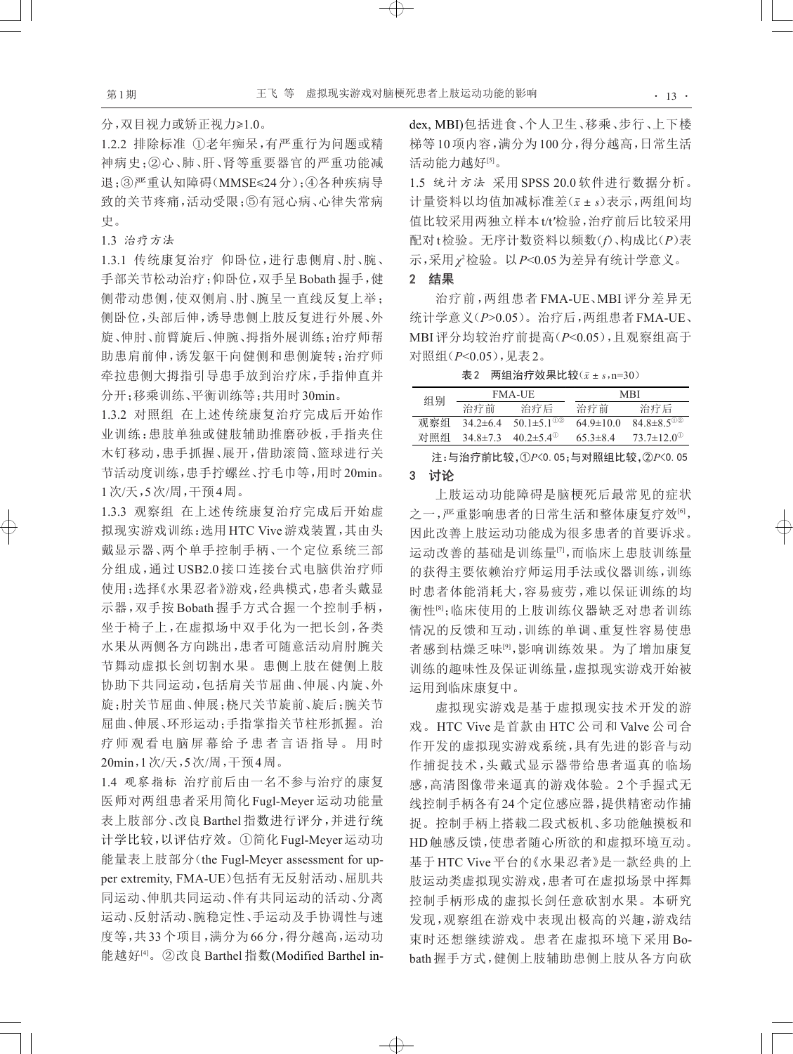分，双目视力或矫正视力≥1.0。

1.2.2 排除标准 ①老年痴呆，有严重行为问题或精神病史；②心、肺、肝、肾等重要器官的严重功能减退；③严重认知障碍(MMSE≤24分)；④各种疾病导致的关节疼痛，活动受限；⑤有冠心病、心律失常病史。

1.3 *治疗方法*

1.3.1 传统康复治疗 仰卧位，进行患侧肩、肘、腕、手部关节松动治疗；仰卧位，双手呈Bobath握手，健侧带动患侧，使双侧肩、肘、腕呈一直线反复上举；侧卧位，头部后伸，诱导患侧上肢反复进行外展、外旋、伸肘、前臂旋后、伸腕、拇指外展训练；治疗师帮助患肩前伸，诱发躯干向健侧和患侧旋转；治疗师牵拉患侧大拇指引导患手放到治疗床，手指伸直并分开；移乘训练、平衡训练等；共用时30min。

1.3.2 对照组 在上述传统康复治疗完成后开始作业训练：患肢单独或健肢辅助推磨砂板，手指夹住木钉移动，患手抓握、展开，借助滚筒、篮球进行关节活动度训练，患手拧螺丝、拧毛巾等，用时20min。1次/天，5次/周，干预4周。

1.3.3 观察组 在上述传统康复治疗完成后开始虚拟现实游戏训练：选用HTC Vive游戏装置，其由头戴显示器、两个单手控制手柄、一个定位系统三部分组成，通过USB2.0接口连接台式电脑供治疗师使用；选择《水果忍者》游戏，经典模式，患者头戴显示器，双手按Bobath握手方式合握一个控制手柄，坐于椅子上，在虚拟场中双手化为一把长剑，各类水果从两侧各方向跳出，患者可随意活动肩肘腕关节舞动虚拟长剑切割水果。患侧上肢在健侧上肢协助下共同运动，包括肩关节屈曲、伸展、内旋、外旋；肘关节屈曲、伸展；桡尺关节旋前、旋后；腕关节屈曲、伸展、环形运动；手指掌指关节柱形抓握。治疗师观看电脑屏幕给予患者言语指导。用时20min，1次/天，5次/周，干预4周。

1.4 *观察指标* 治疗前后由一名不参与治疗的康复医师对两组患者采用简化Fugl-Meyer运动功能量表上肢部分、改良Barthel指数进行评分，并进行统计学比较，以评估疗效。①简化Fugl-Meyer运动功能量表上肢部分(the Fugl-Meyer assessment for upper extremity, FMA-UE)包括有无反射活动、屈肌共同运动、伸肌共同运动、伴有共同运动的活动、分离运动、反射活动、腕稳定性、手运动及手协调性与速度等，共33个项目，满分为66分，得分越高，运动功能越好[4]。②改良Barthel指数(Modified Barthel index, MBI)包括进食、个人卫生、移乘、步行、上下楼梯等10项内容，满分为100分，得分越高，日常生活活动能力越好[5]。

1.5 *统计方法* 采用SPSS 20.0软件进行数据分析。计量资料以均值加减标准差($\bar{x} \pm s$)表示，两组间均值比较采用两独立样本t/t'检验，治疗前后比较采用配对t检验。无序计数资料以频数($f$)、构成比($P$)表示，采用$\chi^2$检验。以$P$<0.05为差异有统计学意义。

## 2 结果

治疗前，两组患者FMA-UE、MBI评分差异无统计学意义($P$>0.05)。治疗后，两组患者FMA-UE、MBI评分均较治疗前提高($P$<0.05)，且观察组高于对照组($P$<0.05)，见表2。

表2 两组治疗效果比较($\bar{x} \pm s$，n=30)

| 组别 | FMA-UE | | MBI | |
|---|---|---|---|---|
| | 治疗前 | 治疗后 | 治疗前 | 治疗后 |
| 观察组 | 34.2±6.4 | 50.1±5.1①② | 64.9±10.0 | 84.8±8.5①② |
| 对照组 | 34.8±7.3 | 40.2±5.4① | 65.3±8.4 | 73.7±12.0① |

注：与治疗前比较，①$P$<0.05；与对照组比较，②$P$<0.05

## 3 讨论

上肢运动功能障碍是脑梗死后最常见的症状之一，严重影响患者的日常生活和整体康复疗效[6]，因此改善上肢运动功能成为很多患者的首要诉求。运动改善的基础是训练量[7]，而临床上患肢训练量的获得主要依赖治疗师运用手法或仪器训练，训练时患者体能消耗大，容易疲劳，难以保证训练的均衡性[8]；临床使用的上肢训练仪器缺乏对患者训练情况的反馈和互动，训练的单调、重复性容易使患者感到枯燥乏味[9]，影响训练效果。为了增加康复训练的趣味性及保证训练量，虚拟现实游戏开始被运用到临床康复中。

虚拟现实游戏是基于虚拟现实技术开发的游戏。HTC Vive是首款由HTC公司和Valve公司合作开发的虚拟现实游戏系统，具有先进的影音与动作捕捉技术，头戴式显示器带给患者逼真的临场感，高清图像带来逼真的游戏体验。2个手握式无线控制手柄各有24个定位感应器，提供精密动作捕捉。控制手柄上搭载二段式扳机、多功能触摸板和HD触感反馈，使患者随心所欲的和虚拟环境互动。基于HTC Vive平台的《水果忍者》是一款经典的上肢运动类虚拟现实游戏，患者可在虚拟场景中挥舞控制手柄形成的虚拟长剑任意砍割水果。本研究发现，观察组在游戏中表现出极高的兴趣，游戏结束时还想继续游戏。患者在虚拟环境下采用Bobath握手方式，健侧上肢辅助患侧上肢从各方向砍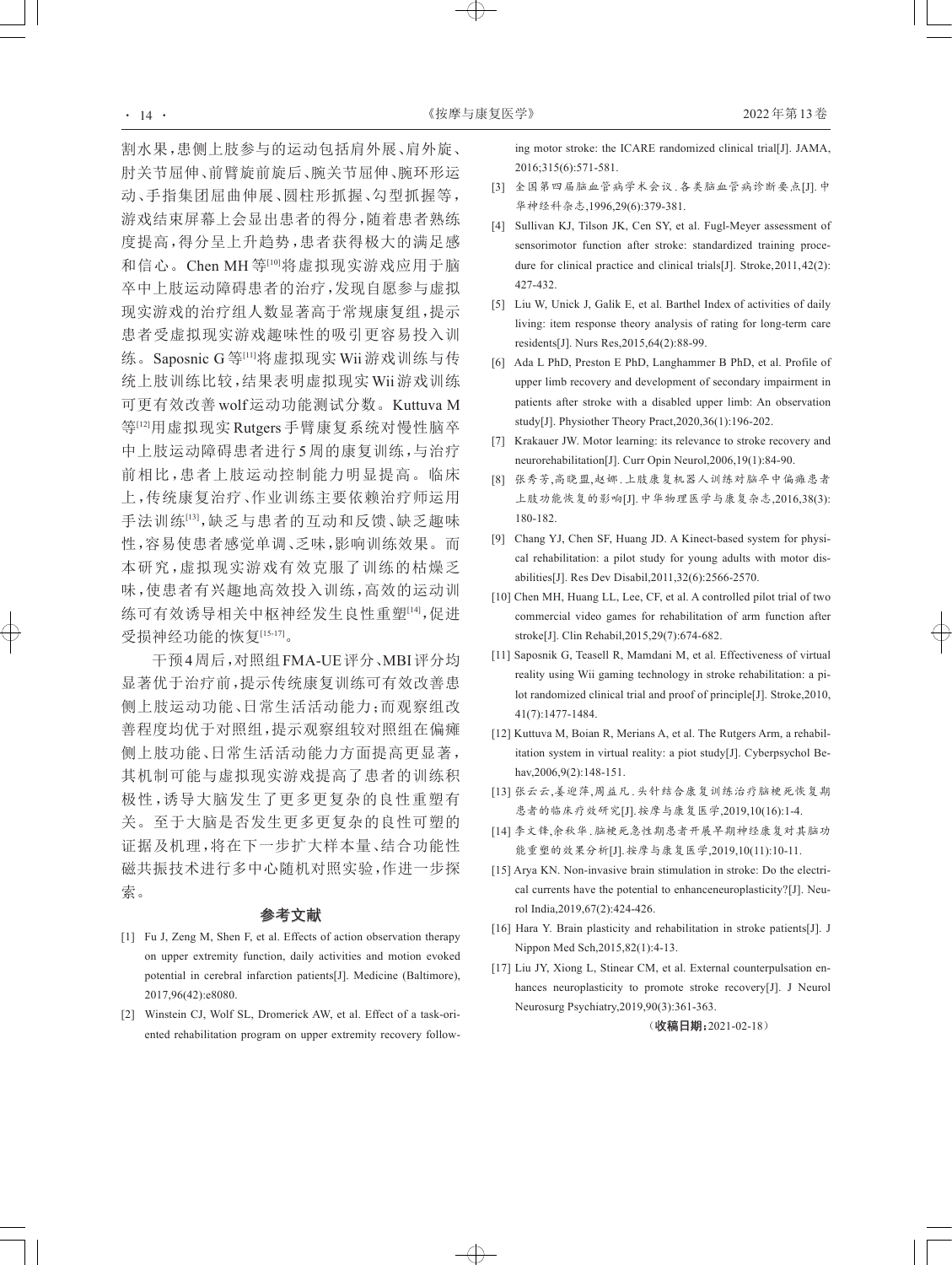割水果，患侧上肢参与的运动包括肩外展、肩外旋、肘关节屈伸、前臂旋前旋后、腕关节屈伸、腕环形运动、手指集团屈曲伸展、圆柱形抓握、勾型抓握等，游戏结束屏幕上会显出患者的得分，随着患者熟练度提高，得分呈上升趋势，患者获得极大的满足感和信心。Chen MH 等[10]将虚拟现实游戏应用于脑卒中上肢运动障碍患者的治疗，发现自愿参与虚拟现实游戏的治疗组人数显著高于常规康复组，提示患者受虚拟现实游戏趣味性的吸引更容易投入训练。Saposnic G 等[11]将虚拟现实 Wii 游戏训练与传统上肢训练比较，结果表明虚拟现实 Wii 游戏训练可更有效改善 wolf 运动功能测试分数。Kuttuva M 等[12]用虚拟现实 Rutgers 手臂康复系统对慢性脑卒中上肢运动障碍患者进行 5 周的康复训练，与治疗前相比，患者上肢运动控制能力明显提高。临床上，传统康复治疗、作业训练主要依赖治疗师运用手法训练[13]，缺乏与患者的互动和反馈、缺乏趣味性，容易使患者感觉单调、乏味，影响训练效果。而本研究，虚拟现实游戏有效克服了训练的枯燥乏味，使患者有兴趣地高效投入训练，高效的运动训练可有效诱导相关中枢神经发生良性重塑[14]，促进受损神经功能的恢复[15-17]。

干预4周后，对照组FMA-UE评分、MBI评分均显著优于治疗前，提示传统康复训练可有效改善患侧上肢运动功能、日常生活活动能力；而观察组改善程度均优于对照组，提示观察组较对照组在偏瘫侧上肢功能、日常生活活动能力方面提高更显著，其机制可能与虚拟现实游戏提高了患者的训练积极性，诱导大脑发生了更多更复杂的良性重塑有关。至于大脑是否发生更多更复杂的良性可塑的证据及机理，将在下一步扩大样本量、结合功能性磁共振技术进行多中心随机对照实验，作进一步探索。

## 参考文献

[1] Fu J, Zeng M, Shen F, et al. Effects of action observation therapy on upper extremity function, daily activities and motion evoked potential in cerebral infarction patients[J]. Medicine (Baltimore), 2017,96(42):e8080.

[2] Winstein CJ, Wolf SL, Dromerick AW, et al. Effect of a task-oriented rehabilitation program on upper extremity recovery following motor stroke: the ICARE randomized clinical trial[J]. JAMA, 2016;315(6):571-581.

[3] 全国第四届脑血管病学术会议.各类脑血管病诊断要点[J].中华神经科杂志,1996,29(6):379-381.

[4] Sullivan KJ, Tilson JK, Cen SY, et al. Fugl-Meyer assessment of sensorimotor function after stroke: standardized training procedure for clinical practice and clinical trials[J]. Stroke,2011,42(2): 427-432.

[5] Liu W, Unick J, Galik E, et al. Barthel Index of activities of daily living: item response theory analysis of rating for long-term care residents[J]. Nurs Res,2015,64(2):88-99.

[6] Ada L PhD, Preston E PhD, Langhammer B PhD, et al. Profile of upper limb recovery and development of secondary impairment in patients after stroke with a disabled upper limb: An observation study[J]. Physiother Theory Pract,2020,36(1):196-202.

[7] Krakauer JW. Motor learning: its relevance to stroke recovery and neurorehabilitation[J]. Curr Opin Neurol,2006,19(1):84-90.

[8] 张秀芳,高晓盟,赵娜.上肢康复机器人训练对脑卒中偏瘫患者上肢功能恢复的影响[J].中华物理医学与康复杂志,2016,38(3): 180-182.

[9] Chang YJ, Chen SF, Huang JD. A Kinect-based system for physical rehabilitation: a pilot study for young adults with motor disabilities[J]. Res Dev Disabil,2011,32(6):2566-2570.

[10] Chen MH, Huang LL, Lee, CF, et al. A controlled pilot trial of two commercial video games for rehabilitation of arm function after stroke[J]. Clin Rehabil,2015,29(7):674-682.

[11] Saposnik G, Teasell R, Mamdani M, et al. Effectiveness of virtual reality using Wii gaming technology in stroke rehabilitation: a pilot randomized clinical trial and proof of principle[J]. Stroke,2010, 41(7):1477-1484.

[12] Kuttuva M, Boian R, Merians A, et al. The Rutgers Arm, a rehabilitation system in virtual reality: a piot study[J]. Cyberpsychol Behav,2006,9(2):148-151.

[13] 张云云,姜迎萍,周益凡.头针结合康复训练治疗脑梗死恢复期患者的临床疗效研究[J].按摩与康复医学,2019,10(16):1-4.

[14] 李文锋,余秋华.脑梗死急性期患者开展早期神经康复对其脑功能重塑的效果分析[J].按摩与康复医学,2019,10(11):10-11.

[15] Arya KN. Non-invasive brain stimulation in stroke: Do the electrical currents have the potential to enhanceneuroplasticity?[J]. Neurol India,2019,67(2):424-426.

[16] Hara Y. Brain plasticity and rehabilitation in stroke patients[J]. J Nippon Med Sch,2015,82(1):4-13.

[17] Liu JY, Xiong L, Stinear CM, et al. External counterpulsation enhances neuroplasticity to promote stroke recovery[J]. J Neurol Neurosurg Psychiatry,2019,90(3):361-363.

（**收稿日期**：2021-02-18）